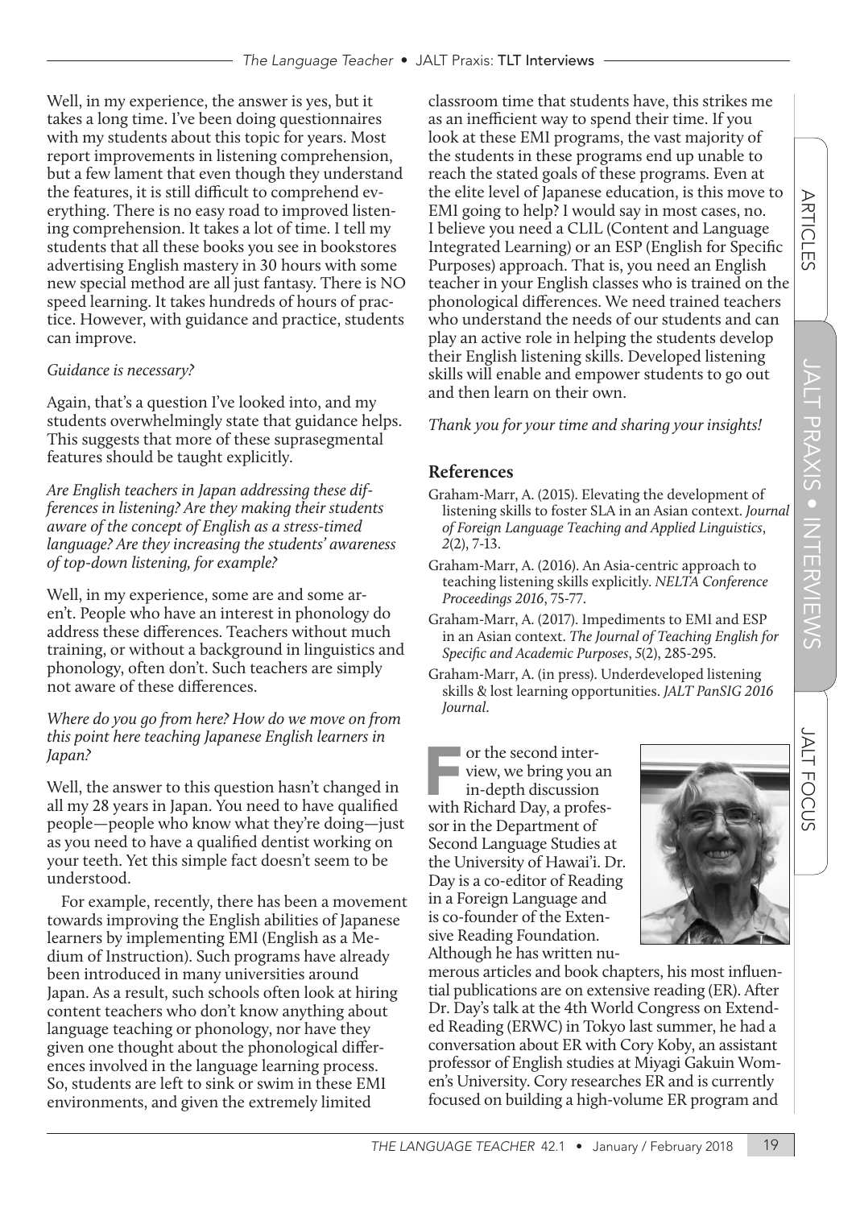Well, in my experience, the answer is yes, but it takes a long time. I've been doing questionnaires with my students about this topic for years. Most report improvements in listening comprehension, but a few lament that even though they understand the features, it is still difficult to comprehend everything. There is no easy road to improved listening comprehension. It takes a lot of time. I tell my students that all these books you see in bookstores advertising English mastery in 30 hours with some new special method are all just fantasy. There is NO speed learning. It takes hundreds of hours of practice. However, with guidance and practice, students can improve.

*Guidance is necessary?*

Again, that's a question I've looked into, and my students overwhelmingly state that guidance helps. This suggests that more of these suprasegmental features should be taught explicitly.

*Are English teachers in Japan addressing these differences in listening? Are they making their students aware of the concept of English as a stress-timed language? Are they increasing the students' awareness of top-down listening, for example?*

Well, in my experience, some are and some aren't. People who have an interest in phonology do address these differences. Teachers without much training, or without a background in linguistics and phonology, often don't. Such teachers are simply not aware of these differences.

*Where do you go from here? How do we move on from this point here teaching Japanese English learners in Japan?*

Well, the answer to this question hasn't changed in all my 28 years in Japan. You need to have qualified people—people who know what they're doing—just as you need to have a qualified dentist working on your teeth. Yet this simple fact doesn't seem to be understood.

For example, recently, there has been a movement towards improving the English abilities of Japanese learners by implementing EMI (English as a Medium of Instruction). Such programs have already been introduced in many universities around Japan. As a result, such schools often look at hiring content teachers who don't know anything about language teaching or phonology, nor have they given one thought about the phonological differences involved in the language learning process. So, students are left to sink or swim in these EMI environments, and given the extremely limited classroom time that students have, this strikes me as an inefficient way to spend their time. If you look at these EMI programs, the vast majority of the students in these programs end up unable to reach the stated goals of these programs. Even at the elite level of Japanese education, is this move to EMI going to help? I would say in most cases, no. I believe you need a CLIL (Content and Language Integrated Learning) or an ESP (English for Specific Purposes) approach. That is, you need an English teacher in your English classes who is trained on the phonological differences. We need trained teachers who understand the needs of our students and can play an active role in helping the students develop their English listening skills. Developed listening skills will enable and empower students to go out and then learn on their own.

*Thank you for your time and sharing your insights!*

## References

Graham-Marr, A. (2015). Elevating the development of listening skills to foster SLA in an Asian context. *Journal of Foreign Language Teaching and Applied Linguistics*, *2*(2), 7-13.

Graham-Marr, A. (2016). An Asia-centric approach to teaching listening skills explicitly. *NELTA Conference Proceedings 2016*, 75-77.

Graham-Marr, A. (2017). Impediments to EMI and ESP in an Asian context. *The Journal of Teaching English for Specific and Academic Purposes*, *5*(2), 285-295.

Graham-Marr, A. (in press). Underdeveloped listening skills & lost learning opportunities. *JALT PanSIG 2016 Journal*.

For the second interview, we bring you an in-depth discussion with Richard Day, a professor in the Department of Second Language Studies at the University of Hawai'i. Dr. Day is a co-editor of Reading in a Foreign Language and is co-founder of the Extensive Reading Foundation. Although he has written numerous articles and book chapters, his most influential publications are on extensive reading (ER). After Dr. Day's talk at the 4th World Congress on Extended Reading (ERWC) in Tokyo last summer, he had a conversation about ER with Cory Koby, an assistant professor of English studies at Miyagi Gakuin Women's University. Cory researches ER and is currently focused on building a high-volume ER program and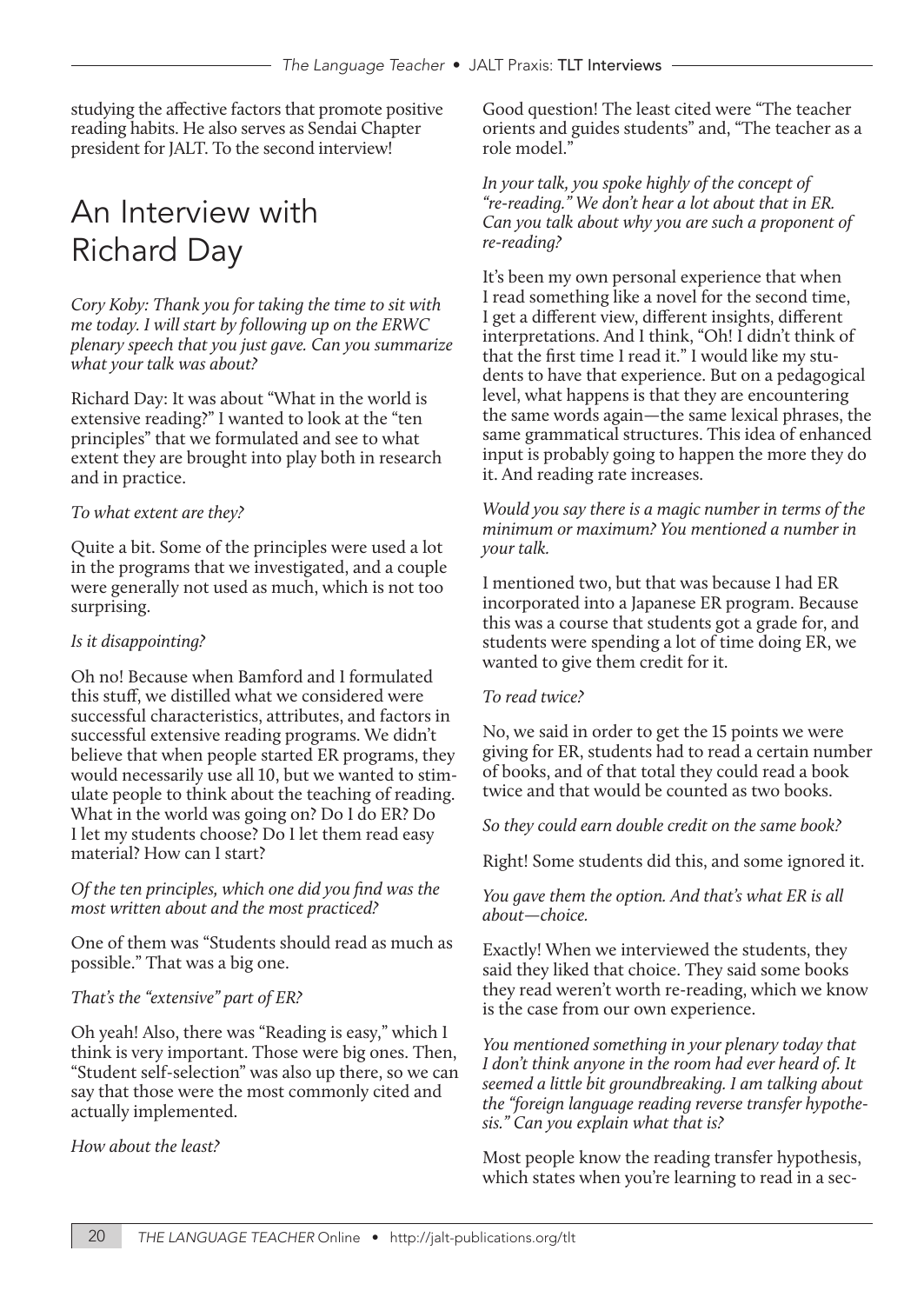studying the affective factors that promote positive reading habits. He also serves as Sendai Chapter president for JALT. To the second interview!

## An Interview with Richard Day

*Cory Koby: Thank you for taking the time to sit with me today. I will start by following up on the ERWC plenary speech that you just gave. Can you summarize what your talk was about?*

Richard Day: It was about "What in the world is extensive reading?" I wanted to look at the "ten principles" that we formulated and see to what extent they are brought into play both in research and in practice.

*To what extent are they?*

Quite a bit. Some of the principles were used a lot in the programs that we investigated, and a couple were generally not used as much, which is not too surprising.

*Is it disappointing?*

Oh no! Because when Bamford and I formulated this stuff, we distilled what we considered were successful characteristics, attributes, and factors in successful extensive reading programs. We didn't believe that when people started ER programs, they would necessarily use all 10, but we wanted to stimulate people to think about the teaching of reading. What in the world was going on? Do I do ER? Do I let my students choose? Do I let them read easy material? How can I start?

*Of the ten principles, which one did you find was the most written about and the most practiced?*

One of them was "Students should read as much as possible." That was a big one.

*That's the "extensive" part of ER?*

Oh yeah! Also, there was "Reading is easy," which I think is very important. Those were big ones. Then, "Student self-selection" was also up there, so we can say that those were the most commonly cited and actually implemented.

*How about the least?*

Good question! The least cited were "The teacher orients and guides students" and, "The teacher as a role model."

*In your talk, you spoke highly of the concept of "re-reading." We don't hear a lot about that in ER. Can you talk about why you are such a proponent of re-reading?*

It's been my own personal experience that when I read something like a novel for the second time, I get a different view, different insights, different interpretations. And I think, "Oh! I didn't think of that the first time I read it." I would like my students to have that experience. But on a pedagogical level, what happens is that they are encountering the same words again—the same lexical phrases, the same grammatical structures. This idea of enhanced input is probably going to happen the more they do it. And reading rate increases.

*Would you say there is a magic number in terms of the minimum or maximum? You mentioned a number in your talk.*

I mentioned two, but that was because I had ER incorporated into a Japanese ER program. Because this was a course that students got a grade for, and students were spending a lot of time doing ER, we wanted to give them credit for it.

*To read twice?*

No, we said in order to get the 15 points we were giving for ER, students had to read a certain number of books, and of that total they could read a book twice and that would be counted as two books.

*So they could earn double credit on the same book?*

Right! Some students did this, and some ignored it.

*You gave them the option. And that's what ER is all about—choice.*

Exactly! When we interviewed the students, they said they liked that choice. They said some books they read weren't worth re-reading, which we know is the case from our own experience.

*You mentioned something in your plenary today that I don't think anyone in the room had ever heard of. It seemed a little bit groundbreaking. I am talking about the "foreign language reading reverse transfer hypothesis." Can you explain what that is?*

Most people know the reading transfer hypothesis, which states when you're learning to read in a sec-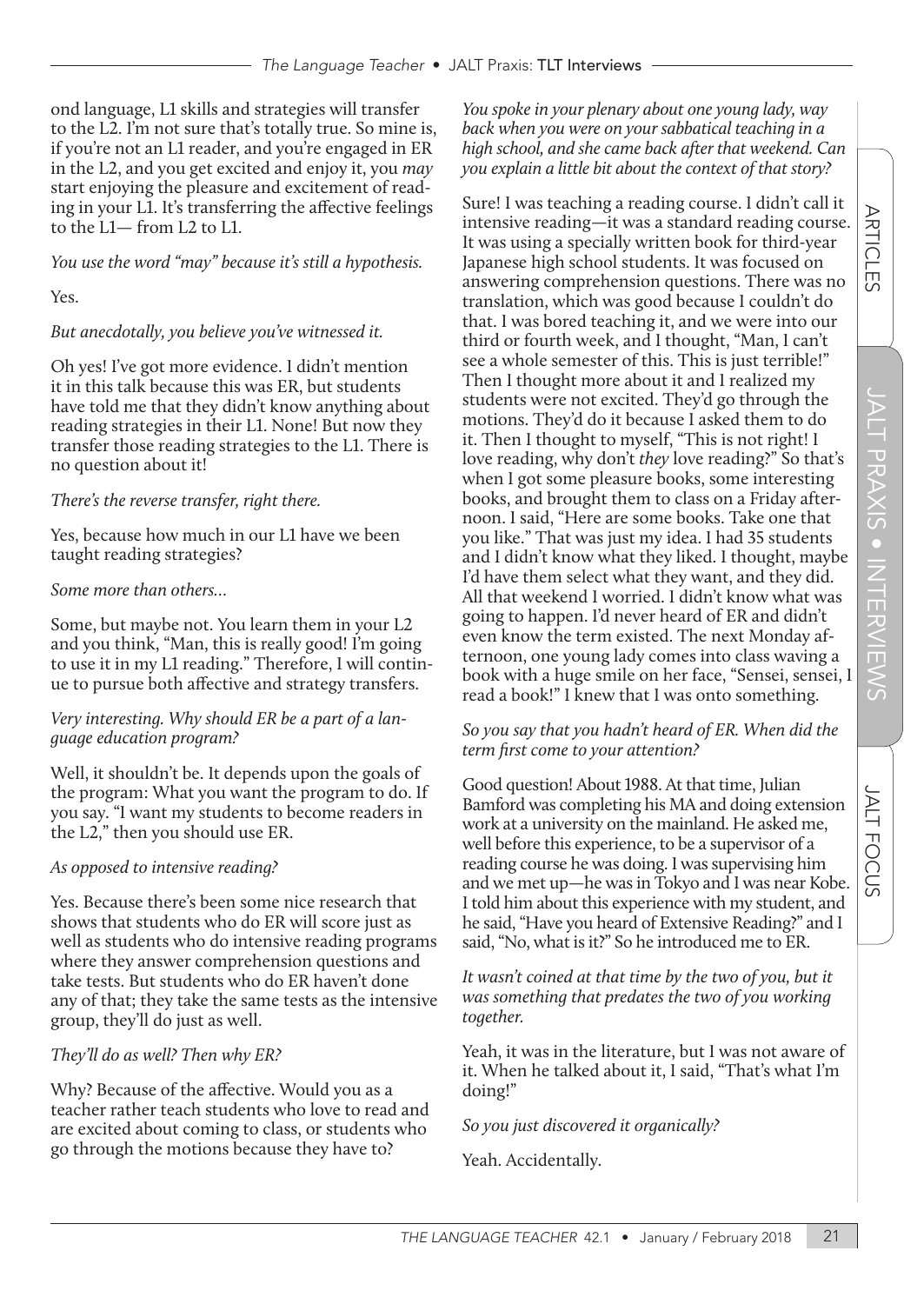ond language, L1 skills and strategies will transfer to the L2. I'm not sure that's totally true. So mine is, if you're not an L1 reader, and you're engaged in ER in the L2, and you get excited and enjoy it, you *may* start enjoying the pleasure and excitement of reading in your L1. It's transferring the affective feelings to the L1— from L2 to L1.

*You use the word "may" because it's still a hypothesis.*

Yes.

*But anecdotally, you believe you've witnessed it.*

Oh yes! I've got more evidence. I didn't mention it in this talk because this was ER, but students have told me that they didn't know anything about reading strategies in their L1. None! But now they transfer those reading strategies to the L1. There is no question about it!

*There's the reverse transfer, right there.*

Yes, because how much in our L1 have we been taught reading strategies?

*Some more than others…*

Some, but maybe not. You learn them in your L2 and you think, "Man, this is really good! I'm going to use it in my L1 reading." Therefore, I will continue to pursue both affective and strategy transfers.

*Very interesting. Why should ER be a part of a language education program?*

Well, it shouldn't be. It depends upon the goals of the program: What you want the program to do. If you say. "I want my students to become readers in the L2," then you should use ER.

*As opposed to intensive reading?*

Yes. Because there's been some nice research that shows that students who do ER will score just as well as students who do intensive reading programs where they answer comprehension questions and take tests. But students who do ER haven't done any of that; they take the same tests as the intensive group, they'll do just as well.

*They'll do as well? Then why ER?*

Why? Because of the affective. Would you as a teacher rather teach students who love to read and are excited about coming to class, or students who go through the motions because they have to?

*You spoke in your plenary about one young lady, way back when you were on your sabbatical teaching in a high school, and she came back after that weekend. Can you explain a little bit about the context of that story?*

Sure! I was teaching a reading course. I didn't call it intensive reading—it was a standard reading course. It was using a specially written book for third-year Japanese high school students. It was focused on answering comprehension questions. There was no translation, which was good because I couldn't do that. I was bored teaching it, and we were into our third or fourth week, and I thought, "Man, I can't see a whole semester of this. This is just terrible!" Then I thought more about it and I realized my students were not excited. They'd go through the motions. They'd do it because I asked them to do it. Then I thought to myself, "This is not right! I love reading, why don't *they* love reading?" So that's when I got some pleasure books, some interesting books, and brought them to class on a Friday afternoon. I said, "Here are some books. Take one that you like." That was just my idea. I had 35 students and I didn't know what they liked. I thought, maybe I'd have them select what they want, and they did. All that weekend I worried. I didn't know what was going to happen. I'd never heard of ER and didn't even know the term existed. The next Monday afternoon, one young lady comes into class waving a book with a huge smile on her face, "Sensei, sensei, I read a book!" I knew that I was onto something.

*So you say that you hadn't heard of ER. When did the term first come to your attention?*

Good question! About 1988. At that time, Julian Bamford was completing his MA and doing extension work at a university on the mainland. He asked me, well before this experience, to be a supervisor of a reading course he was doing. I was supervising him and we met up—he was in Tokyo and I was near Kobe. I told him about this experience with my student, and he said, "Have you heard of Extensive Reading?" and I said, "No, what is it?" So he introduced me to ER.

*It wasn't coined at that time by the two of you, but it was something that predates the two of you working together.*

Yeah, it was in the literature, but I was not aware of it. When he talked about it, I said, "That's what I'm doing!"

*So you just discovered it organically?*

Yeah. Accidentally.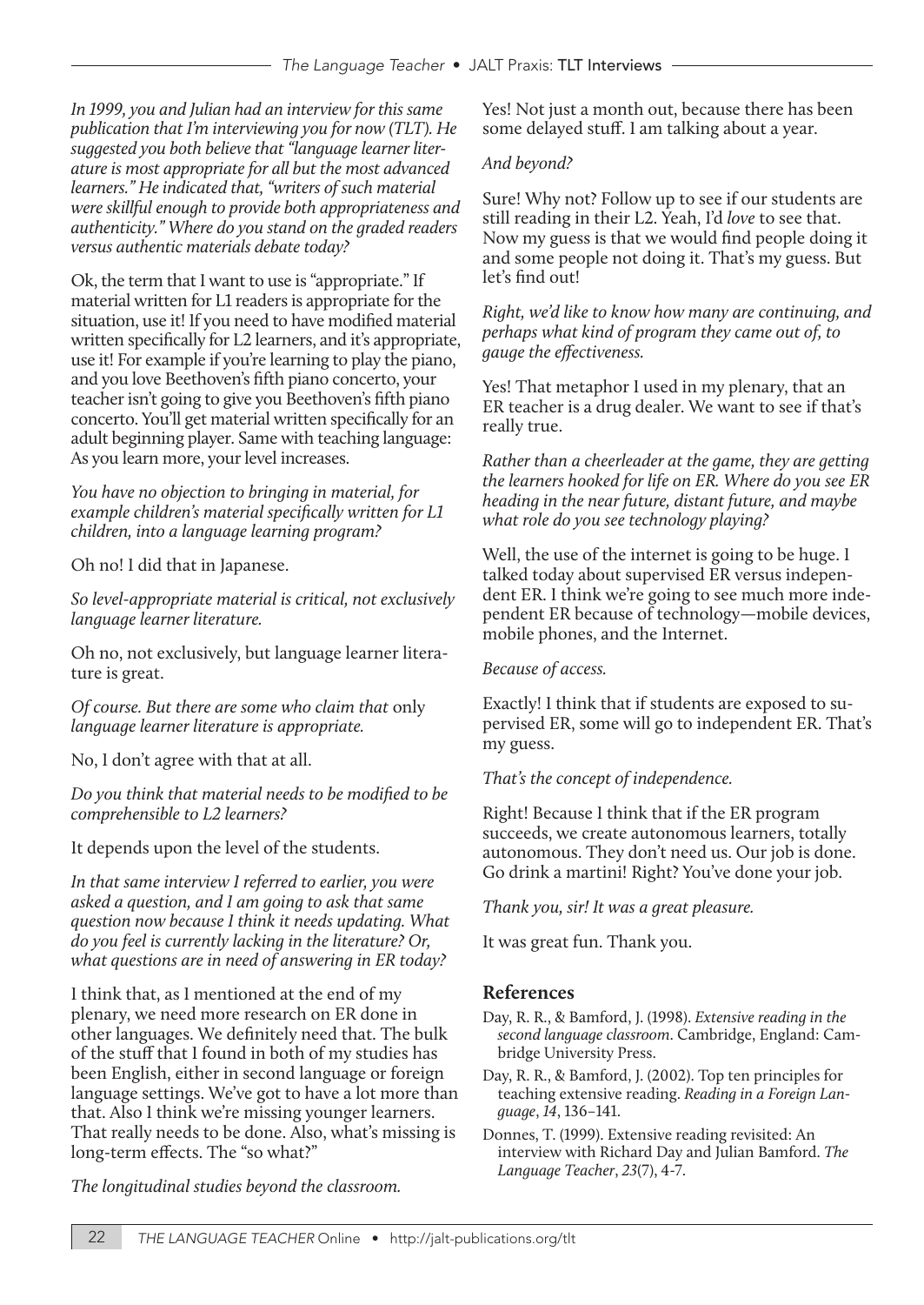*In 1999, you and Julian had an interview for this same publication that I'm interviewing you for now (TLT). He suggested you both believe that "language learner literature is most appropriate for all but the most advanced learners." He indicated that, "writers of such material were skillful enough to provide both appropriateness and authenticity." Where do you stand on the graded readers versus authentic materials debate today?*

Ok, the term that I want to use is "appropriate." If material written for L1 readers is appropriate for the situation, use it! If you need to have modified material written specifically for L2 learners, and it's appropriate, use it! For example if you're learning to play the piano, and you love Beethoven's fifth piano concerto, your teacher isn't going to give you Beethoven's fifth piano concerto. You'll get material written specifically for an adult beginning player. Same with teaching language: As you learn more, your level increases.

*You have no objection to bringing in material, for example children's material specifically written for L1 children, into a language learning program?*

Oh no! I did that in Japanese.

*So level-appropriate material is critical, not exclusively language learner literature.*

Oh no, not exclusively, but language learner literature is great.

*Of course. But there are some who claim that* only *language learner literature is appropriate.*

No, I don't agree with that at all.

*Do you think that material needs to be modified to be comprehensible to L2 learners?*

It depends upon the level of the students.

*In that same interview I referred to earlier, you were asked a question, and I am going to ask that same question now because I think it needs updating. What do you feel is currently lacking in the literature? Or, what questions are in need of answering in ER today?*

I think that, as I mentioned at the end of my plenary, we need more research on ER done in other languages. We definitely need that. The bulk of the stuff that I found in both of my studies has been English, either in second language or foreign language settings. We've got to have a lot more than that. Also I think we're missing younger learners. That really needs to be done. Also, what's missing is long-term effects. The "so what?"

*The longitudinal studies beyond the classroom.*

Yes! Not just a month out, because there has been some delayed stuff. I am talking about a year.

*And beyond?*

Sure! Why not? Follow up to see if our students are still reading in their L2. Yeah, I'd *love* to see that. Now my guess is that we would find people doing it and some people not doing it. That's my guess. But let's find out!

*Right, we'd like to know how many are continuing, and perhaps what kind of program they came out of, to gauge the effectiveness.*

Yes! That metaphor I used in my plenary, that an ER teacher is a drug dealer. We want to see if that's really true.

*Rather than a cheerleader at the game, they are getting the learners hooked for life on ER. Where do you see ER heading in the near future, distant future, and maybe what role do you see technology playing?*

Well, the use of the internet is going to be huge. I talked today about supervised ER versus independent ER. I think we're going to see much more independent ER because of technology—mobile devices, mobile phones, and the Internet.

*Because of access.*

Exactly! I think that if students are exposed to supervised ER, some will go to independent ER. That's my guess.

*That's the concept of independence.*

Right! Because I think that if the ER program succeeds, we create autonomous learners, totally autonomous. They don't need us. Our job is done. Go drink a martini! Right? You've done your job.

*Thank you, sir! It was a great pleasure.*

It was great fun. Thank you.

## References

Day, R. R., & Bamford, J. (1998). *Extensive reading in the second language classroom*. Cambridge, England: Cambridge University Press.

Day, R. R., & Bamford, J. (2002). Top ten principles for teaching extensive reading. *Reading in a Foreign Language*, *14*, 136–141.

Donnes, T. (1999). Extensive reading revisited: An interview with Richard Day and Julian Bamford. *The Language Teacher*, *23*(7), 4-7.